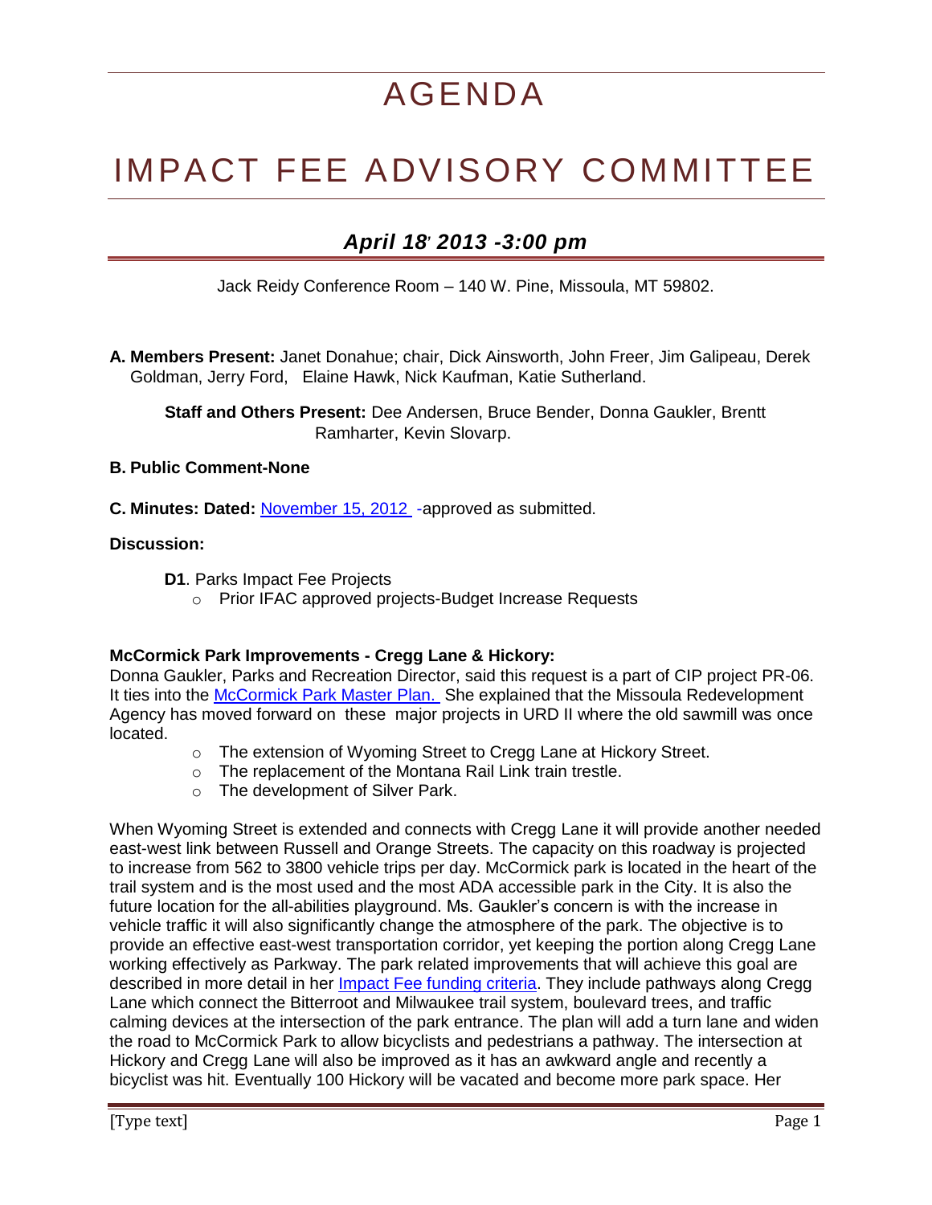# AGENDA

# IMPACT FEE ADVISORY COMMITTEE

## *April 18' 2013 -3:00 pm*

Jack Reidy Conference Room – 140 W. Pine, Missoula, MT 59802.

**A. Members Present:** Janet Donahue; chair, Dick Ainsworth, John Freer, Jim Galipeau, Derek Goldman, Jerry Ford, Elaine Hawk, Nick Kaufman, Katie Sutherland.

**Staff and Others Present:** Dee Andersen, Bruce Bender, Donna Gaukler, Brentt Ramharter, Kevin Slovarp.

**B. Public Comment-None**

**C. Minutes: Dated:** November 15, 2012 -approved as submitted.

**Discussion:**

**D1**. Parks Impact Fee Projects

- Prior IFAC approved projects-Budget Increase Requests

**McCormick Park Improvements - Cregg Lane & Hickory:**

Donna Gaukler, Parks and Recreation Director, said this request is a part of CIP project PR-06. It ties into the McCormick Park Master Plan. She explained that the Missoula Redevelopment Agency has moved forward on these major projects in URD II where the old sawmill was once located.

- The extension of Wyoming Street to Cregg Lane at Hickory Street.
- The replacement of the Montana Rail Link train trestle.
- The development of Silver Park.

When Wyoming Street is extended and connects with Cregg Lane it will provide another needed east-west link between Russell and Orange Streets. The capacity on this roadway is projected to increase from 562 to 3800 vehicle trips per day. McCormick park is located in the heart of the trail system and is the most used and the most ADA accessible park in the City. It is also the future location for the all-abilities playground. Ms. Gaukler's concern is with the increase in vehicle traffic it will also significantly change the atmosphere of the park. The objective is to provide an effective east-west transportation corridor, yet keeping the portion along Cregg Lane working effectively as Parkway. The park related improvements that will achieve this goal are described in more detail in her Impact Fee funding criteria. They include pathways along Cregg Lane which connect the Bitterroot and Milwaukee trail system, boulevard trees, and traffic calming devices at the intersection of the park entrance. The plan will add a turn lane and widen the road to McCormick Park to allow bicyclists and pedestrians a pathway. The intersection at Hickory and Cregg Lane will also be improved as it has an awkward angle and recently a bicyclist was hit. Eventually 100 Hickory will be vacated and become more park space. Her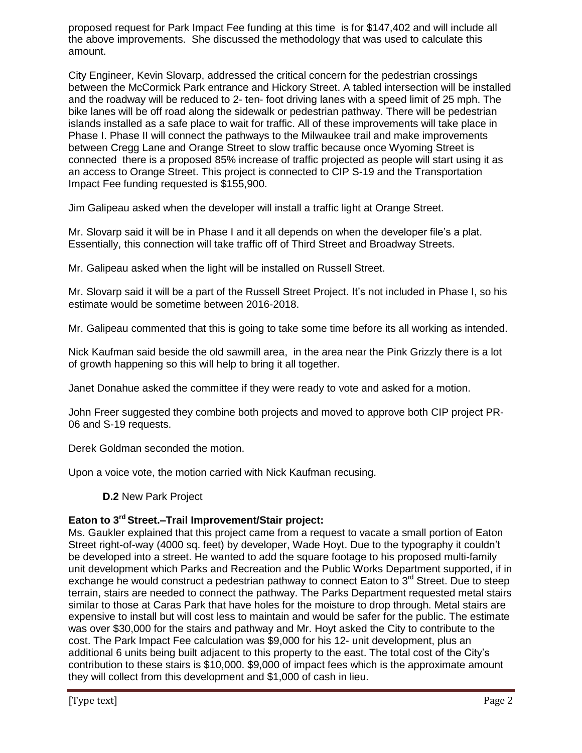proposed request for Park Impact Fee funding at this time is for $147,402 and will include all the above improvements. She discussed the methodology that was used to calculate this amount.

City Engineer, Kevin Slovarp, addressed the critical concern for the pedestrian crossings between the McCormick Park entrance and Hickory Street. A tabled intersection will be installed and the roadway will be reduced to 2- ten- foot driving lanes with a speed limit of 25 mph. The bike lanes will be off road along the sidewalk or pedestrian pathway. There will be pedestrian islands installed as a safe place to wait for traffic. All of these improvements will take place in Phase I. Phase II will connect the pathways to the Milwaukee trail and make improvements between Cregg Lane and Orange Street to slow traffic because once Wyoming Street is connected there is a proposed 85% increase of traffic projected as people will start using it as an access to Orange Street. This project is connected to CIP S-19 and the Transportation Impact Fee funding requested is $155,900.

Jim Galipeau asked when the developer will install a traffic light at Orange Street.

Mr. Slovarp said it will be in Phase I and it all depends on when the developer file's a plat. Essentially, this connection will take traffic off of Third Street and Broadway Streets.

Mr. Galipeau asked when the light will be installed on Russell Street.

Mr. Slovarp said it will be a part of the Russell Street Project. It's not included in Phase I, so his estimate would be sometime between 2016-2018.

Mr. Galipeau commented that this is going to take some time before its all working as intended.

Nick Kaufman said beside the old sawmill area, in the area near the Pink Grizzly there is a lot of growth happening so this will help to bring it all together.

Janet Donahue asked the committee if they were ready to vote and asked for a motion.

John Freer suggested they combine both projects and moved to approve both CIP project PR-06 and S-19 requests.

Derek Goldman seconded the motion.

Upon a voice vote, the motion carried with Nick Kaufman recusing.

**D.2** New Park Project

**Eaton to 3rd Street.–Trail Improvement/Stair project:**

Ms. Gaukler explained that this project came from a request to vacate a small portion of Eaton Street right-of-way (4000 sq. feet) by developer, Wade Hoyt. Due to the typography it couldn't be developed into a street. He wanted to add the square footage to his proposed multi-family unit development which Parks and Recreation and the Public Works Department supported, if in exchange he would construct a pedestrian pathway to connect Eaton to 3rd Street. Due to steep terrain, stairs are needed to connect the pathway. The Parks Department requested metal stairs similar to those at Caras Park that have holes for the moisture to drop through. Metal stairs are expensive to install but will cost less to maintain and would be safer for the public. The estimate was over $30,000 for the stairs and pathway and Mr. Hoyt asked the City to contribute to the cost. The Park Impact Fee calculation was $9,000 for his 12- unit development, plus an additional 6 units being built adjacent to this property to the east. The total cost of the City's contribution to these stairs is $10,000. $9,000 of impact fees which is the approximate amount they will collect from this development and $1,000 of cash in lieu.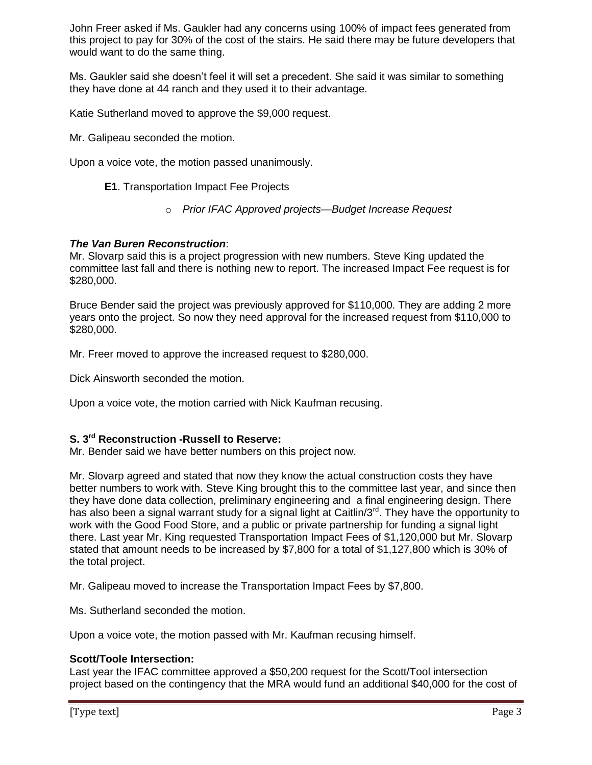John Freer asked if Ms. Gaukler had any concerns using 100% of impact fees generated from this project to pay for 30% of the cost of the stairs. He said there may be future developers that would want to do the same thing.

Ms. Gaukler said she doesn't feel it will set a precedent. She said it was similar to something they have done at 44 ranch and they used it to their advantage.

Katie Sutherland moved to approve the $9,000 request.

Mr. Galipeau seconded the motion.

Upon a voice vote, the motion passed unanimously.

**E1**. Transportation Impact Fee Projects

- *Prior IFAC Approved projects—Budget Increase Request*

***The Van Buren Reconstruction***:

Mr. Slovarp said this is a project progression with new numbers. Steve King updated the committee last fall and there is nothing new to report. The increased Impact Fee request is for $280,000.

Bruce Bender said the project was previously approved for $110,000. They are adding 2 more years onto the project. So now they need approval for the increased request from $110,000 to $280,000.

Mr. Freer moved to approve the increased request to $280,000.

Dick Ainsworth seconded the motion.

Upon a voice vote, the motion carried with Nick Kaufman recusing.

**S. 3rd Reconstruction -Russell to Reserve:**

Mr. Bender said we have better numbers on this project now.

Mr. Slovarp agreed and stated that now they know the actual construction costs they have better numbers to work with. Steve King brought this to the committee last year, and since then they have done data collection, preliminary engineering and a final engineering design. There has also been a signal warrant study for a signal light at Caitlin/3rd. They have the opportunity to work with the Good Food Store, and a public or private partnership for funding a signal light there. Last year Mr. King requested Transportation Impact Fees of $1,120,000 but Mr. Slovarp stated that amount needs to be increased by $7,800 for a total of $1,127,800 which is 30% of the total project.

Mr. Galipeau moved to increase the Transportation Impact Fees by $7,800.

Ms. Sutherland seconded the motion.

Upon a voice vote, the motion passed with Mr. Kaufman recusing himself.

**Scott/Toole Intersection:**

Last year the IFAC committee approved a $50,200 request for the Scott/Tool intersection project based on the contingency that the MRA would fund an additional $40,000 for the cost of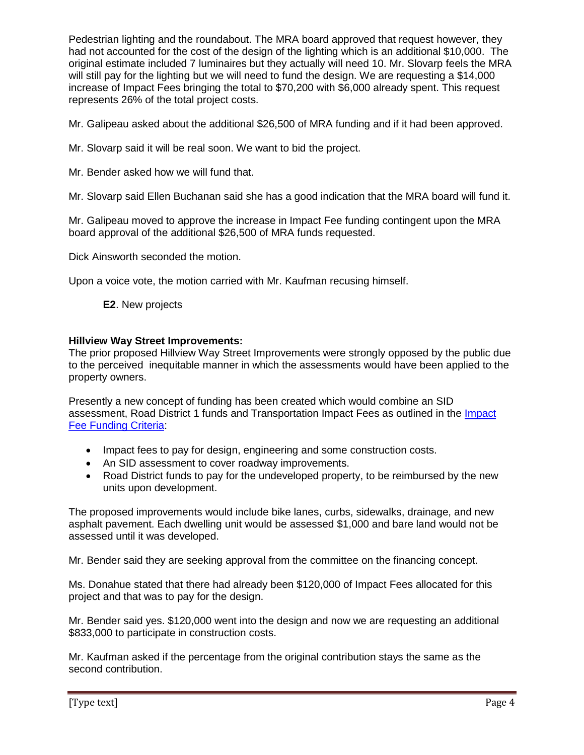Pedestrian lighting and the roundabout. The MRA board approved that request however, they had not accounted for the cost of the design of the lighting which is an additional $10,000. The original estimate included 7 luminaires but they actually will need 10. Mr. Slovarp feels the MRA will still pay for the lighting but we will need to fund the design. We are requesting a $14,000 increase of Impact Fees bringing the total to $70,200 with $6,000 already spent. This request represents 26% of the total project costs.

Mr. Galipeau asked about the additional $26,500 of MRA funding and if it had been approved.

Mr. Slovarp said it will be real soon. We want to bid the project.

Mr. Bender asked how we will fund that.

Mr. Slovarp said Ellen Buchanan said she has a good indication that the MRA board will fund it.

Mr. Galipeau moved to approve the increase in Impact Fee funding contingent upon the MRA board approval of the additional $26,500 of MRA funds requested.

Dick Ainsworth seconded the motion.

Upon a voice vote, the motion carried with Mr. Kaufman recusing himself.

**E2**. New projects

**Hillview Way Street Improvements:**
The prior proposed Hillview Way Street Improvements were strongly opposed by the public due to the perceived inequitable manner in which the assessments would have been applied to the property owners.

Presently a new concept of funding has been created which would combine an SID assessment, Road District 1 funds and Transportation Impact Fees as outlined in the Impact Fee Funding Criteria:

- Impact fees to pay for design, engineering and some construction costs.
- An SID assessment to cover roadway improvements.
- Road District funds to pay for the undeveloped property, to be reimbursed by the new units upon development.

The proposed improvements would include bike lanes, curbs, sidewalks, drainage, and new asphalt pavement. Each dwelling unit would be assessed $1,000 and bare land would not be assessed until it was developed.

Mr. Bender said they are seeking approval from the committee on the financing concept.

Ms. Donahue stated that there had already been $120,000 of Impact Fees allocated for this project and that was to pay for the design.

Mr. Bender said yes. $120,000 went into the design and now we are requesting an additional $833,000 to participate in construction costs.

Mr. Kaufman asked if the percentage from the original contribution stays the same as the second contribution.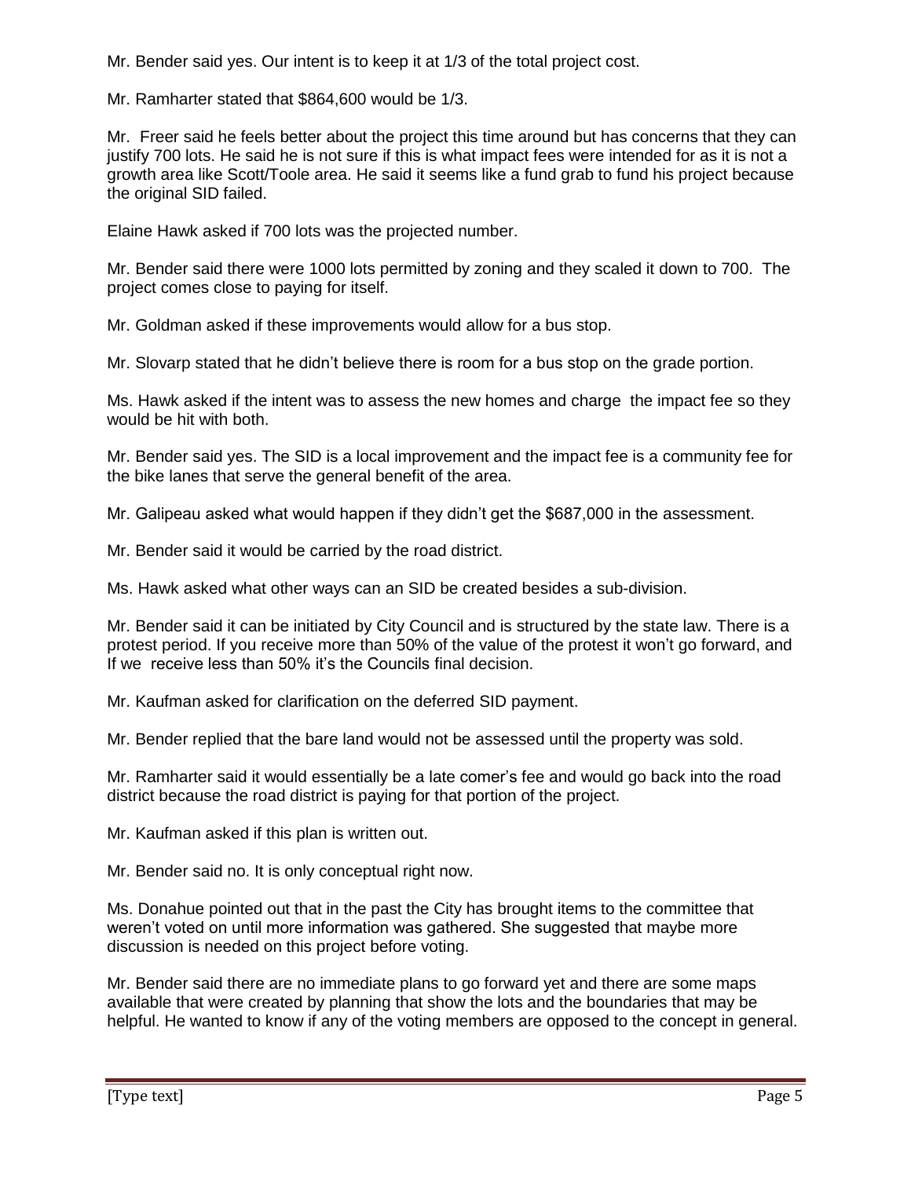Mr. Bender said yes. Our intent is to keep it at 1/3 of the total project cost.

Mr. Ramharter stated that $864,600 would be 1/3.

Mr. Freer said he feels better about the project this time around but has concerns that they can justify 700 lots. He said he is not sure if this is what impact fees were intended for as it is not a growth area like Scott/Toole area. He said it seems like a fund grab to fund his project because the original SID failed.

Elaine Hawk asked if 700 lots was the projected number.

Mr. Bender said there were 1000 lots permitted by zoning and they scaled it down to 700. The project comes close to paying for itself.

Mr. Goldman asked if these improvements would allow for a bus stop.

Mr. Slovarp stated that he didn't believe there is room for a bus stop on the grade portion.

Ms. Hawk asked if the intent was to assess the new homes and charge the impact fee so they would be hit with both.

Mr. Bender said yes. The SID is a local improvement and the impact fee is a community fee for the bike lanes that serve the general benefit of the area.

Mr. Galipeau asked what would happen if they didn't get the $687,000 in the assessment.

Mr. Bender said it would be carried by the road district.

Ms. Hawk asked what other ways can an SID be created besides a sub-division.

Mr. Bender said it can be initiated by City Council and is structured by the state law. There is a protest period. If you receive more than 50% of the value of the protest it won't go forward, and If we receive less than 50% it's the Councils final decision.

Mr. Kaufman asked for clarification on the deferred SID payment.

Mr. Bender replied that the bare land would not be assessed until the property was sold.

Mr. Ramharter said it would essentially be a late comer's fee and would go back into the road district because the road district is paying for that portion of the project.

Mr. Kaufman asked if this plan is written out.

Mr. Bender said no. It is only conceptual right now.

Ms. Donahue pointed out that in the past the City has brought items to the committee that weren't voted on until more information was gathered. She suggested that maybe more discussion is needed on this project before voting.

Mr. Bender said there are no immediate plans to go forward yet and there are some maps available that were created by planning that show the lots and the boundaries that may be helpful. He wanted to know if any of the voting members are opposed to the concept in general.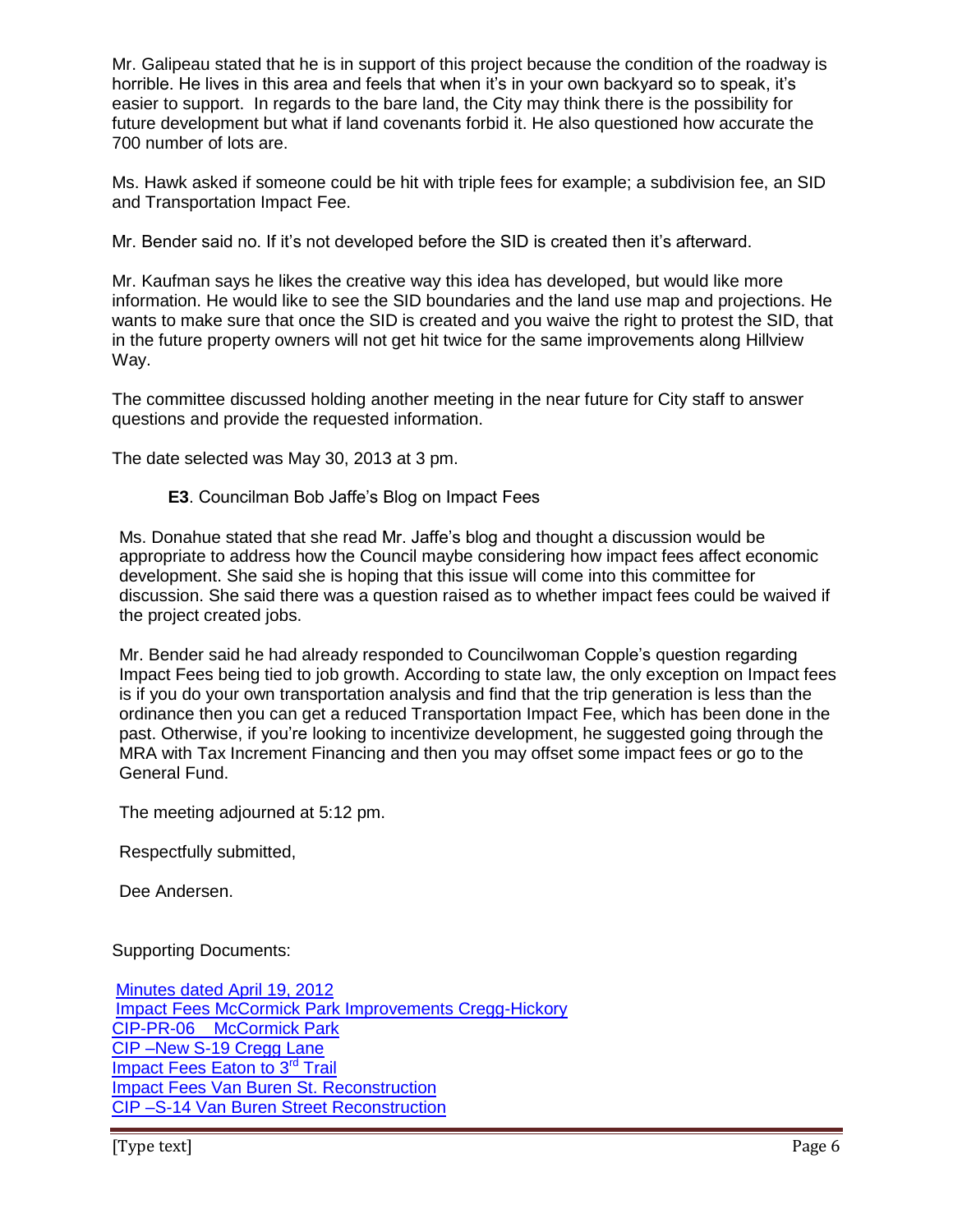Mr. Galipeau stated that he is in support of this project because the condition of the roadway is horrible. He lives in this area and feels that when it's in your own backyard so to speak, it's easier to support. In regards to the bare land, the City may think there is the possibility for future development but what if land covenants forbid it. He also questioned how accurate the 700 number of lots are.

Ms. Hawk asked if someone could be hit with triple fees for example; a subdivision fee, an SID and Transportation Impact Fee.

Mr. Bender said no. If it's not developed before the SID is created then it's afterward.

Mr. Kaufman says he likes the creative way this idea has developed, but would like more information. He would like to see the SID boundaries and the land use map and projections. He wants to make sure that once the SID is created and you waive the right to protest the SID, that in the future property owners will not get hit twice for the same improvements along Hillview Way.

The committee discussed holding another meeting in the near future for City staff to answer questions and provide the requested information.

The date selected was May 30, 2013 at 3 pm.

**E3**. Councilman Bob Jaffe's Blog on Impact Fees

Ms. Donahue stated that she read Mr. Jaffe's blog and thought a discussion would be appropriate to address how the Council maybe considering how impact fees affect economic development. She said she is hoping that this issue will come into this committee for discussion. She said there was a question raised as to whether impact fees could be waived if the project created jobs.

Mr. Bender said he had already responded to Councilwoman Copple's question regarding Impact Fees being tied to job growth. According to state law, the only exception on Impact fees is if you do your own transportation analysis and find that the trip generation is less than the ordinance then you can get a reduced Transportation Impact Fee, which has been done in the past. Otherwise, if you're looking to incentivize development, he suggested going through the MRA with Tax Increment Financing and then you may offset some impact fees or go to the General Fund.

The meeting adjourned at 5:12 pm.

Respectfully submitted,

Dee Andersen.

Supporting Documents:

Minutes dated April 19, 2012
Impact Fees McCormick Park Improvements Cregg-Hickory
CIP-PR-06 McCormick Park
CIP –New S-19 Cregg Lane
Impact Fees Eaton to 3rd Trail
Impact Fees Van Buren St. Reconstruction
CIP –S-14 Van Buren Street Reconstruction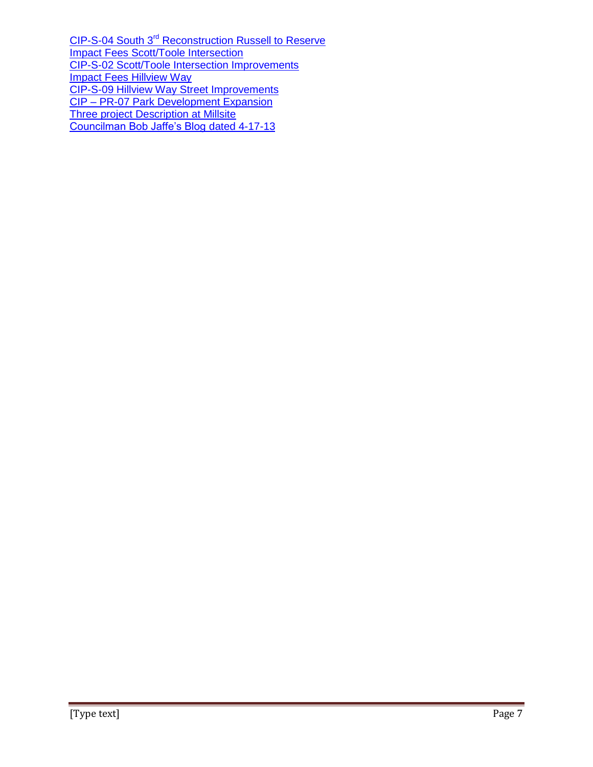CIP-S-04 South 3rd Reconstruction Russell to Reserve
Impact Fees Scott/Toole Intersection
CIP-S-02 Scott/Toole Intersection Improvements
Impact Fees Hillview Way
CIP-S-09 Hillview Way Street Improvements
CIP – PR-07 Park Development Expansion
Three project Description at Millsite
Councilman Bob Jaffe's Blog dated 4-17-13